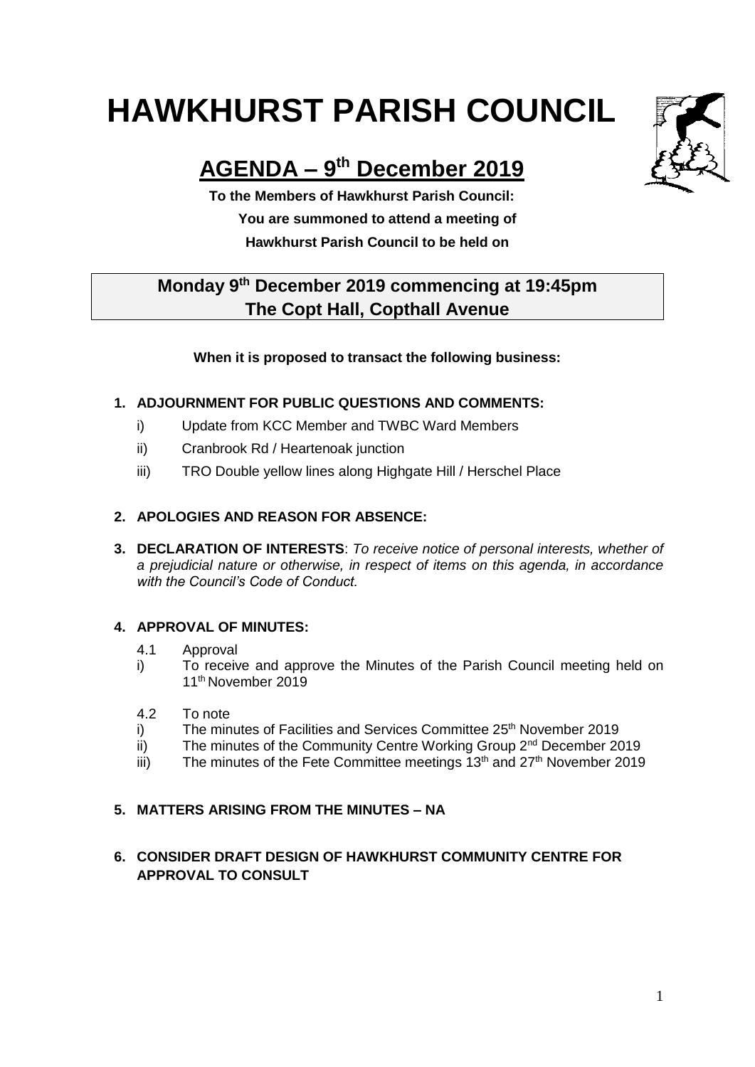# HAWKHURST PARISH COUNCIL

## AGENDA – 9th December 2019

**To the Members of Hawkhurst Parish Council:**
**You are summoned to attend a meeting of**
**Hawkhurst Parish Council to be held on**

**Monday 9th December 2019 commencing at 19:45pm**
**The Copt Hall, Copthall Avenue**

**When it is proposed to transact the following business:**

**1. ADJOURNMENT FOR PUBLIC QUESTIONS AND COMMENTS:**

i) Update from KCC Member and TWBC Ward Members

ii) Cranbrook Rd / Heartenoak junction

iii) TRO Double yellow lines along Highgate Hill / Herschel Place

**2. APOLOGIES AND REASON FOR ABSENCE:**

**3. DECLARATION OF INTERESTS**: *To receive notice of personal interests, whether of a prejudicial nature or otherwise, in respect of items on this agenda, in accordance with the Council's Code of Conduct.*

**4. APPROVAL OF MINUTES:**

4.1 Approval

i) To receive and approve the Minutes of the Parish Council meeting held on 11th November 2019

4.2 To note

i) The minutes of Facilities and Services Committee 25th November 2019

ii) The minutes of the Community Centre Working Group 2nd December 2019

iii) The minutes of the Fete Committee meetings 13th and 27th November 2019

**5. MATTERS ARISING FROM THE MINUTES – NA**

**6. CONSIDER DRAFT DESIGN OF HAWKHURST COMMUNITY CENTRE FOR APPROVAL TO CONSULT**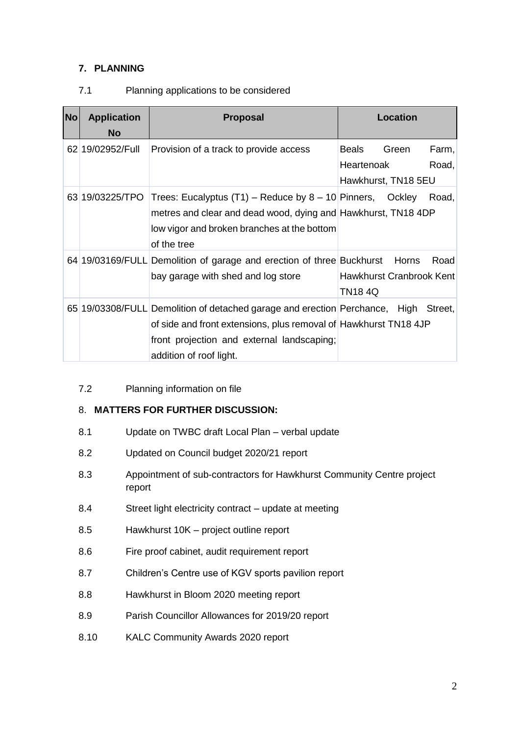## 7. PLANNING

7.1 Planning applications to be considered

| No | Application No | Proposal | Location |
|---|---|---|---|
| 62 | 19/02952/Full | Provision of a track to provide access | Beals Green Farm, Heartenoak Road, Hawkhurst, TN18 5EU |
| 63 | 19/03225/TPO | Trees: Eucalyptus (T1) – Reduce by 8 – 10 metres and clear and dead wood, dying and low vigor and broken branches at the bottom of the tree | Pinners, Ockley Road, Hawkhurst, TN18 4DP |
| 64 | 19/03169/FULL | Demolition of garage and erection of three bay garage with shed and log store | Buckhurst Horns Road Hawkhurst Cranbrook Kent TN18 4Q |
| 65 | 19/03308/FULL | Demolition of detached garage and erection of side and front extensions, plus removal of front projection and external landscaping; addition of roof light. | Perchance, High Street, Hawkhurst TN18 4JP |

7.2 Planning information on file

## 8. MATTERS FOR FURTHER DISCUSSION:

8.1 Update on TWBC draft Local Plan – verbal update

8.2 Updated on Council budget 2020/21 report

8.3 Appointment of sub-contractors for Hawkhurst Community Centre project report

8.4 Street light electricity contract – update at meeting

8.5 Hawkhurst 10K – project outline report

8.6 Fire proof cabinet, audit requirement report

8.7 Children's Centre use of KGV sports pavilion report

8.8 Hawkhurst in Bloom 2020 meeting report

8.9 Parish Councillor Allowances for 2019/20 report

8.10 KALC Community Awards 2020 report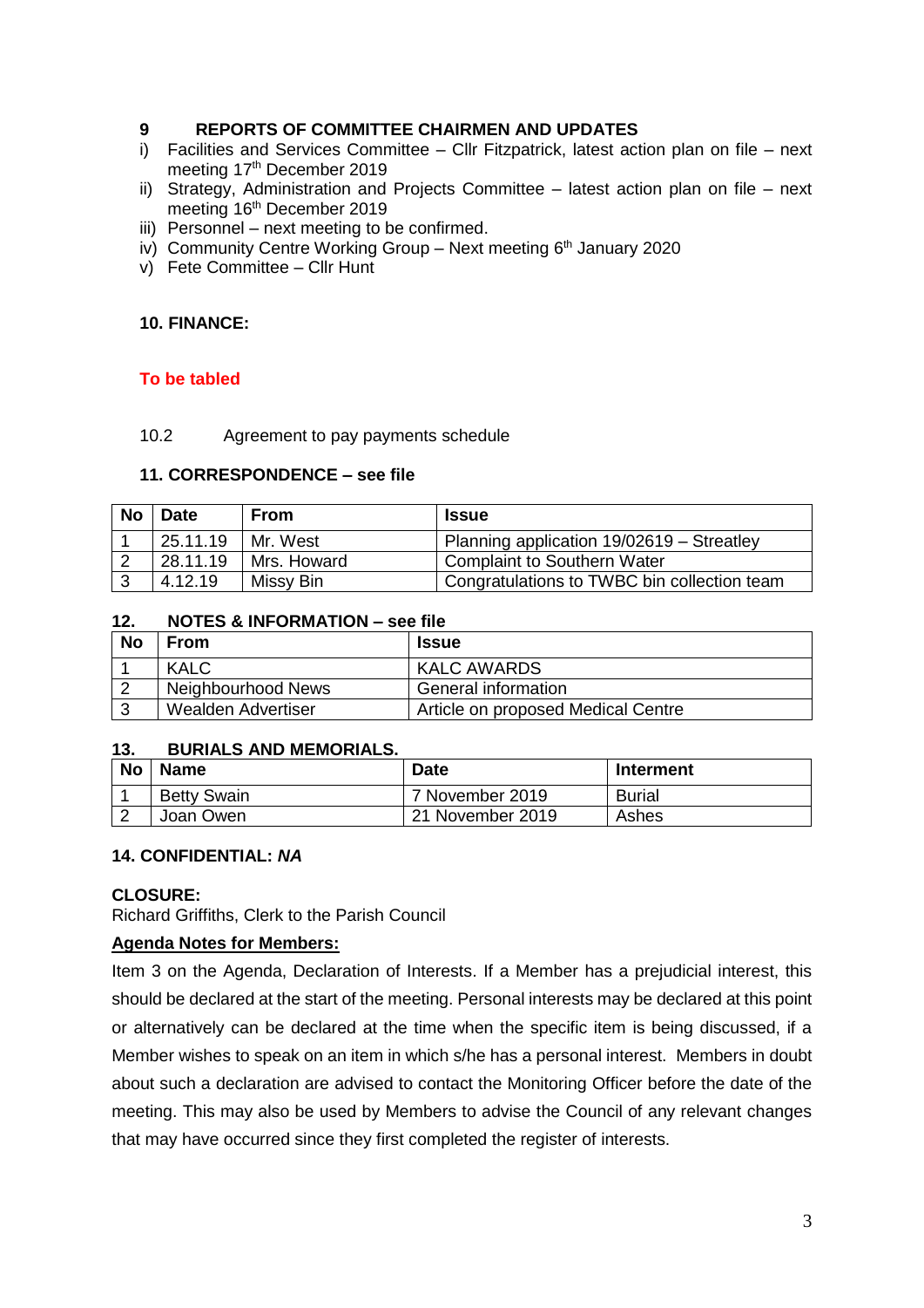**9 REPORTS OF COMMITTEE CHAIRMEN AND UPDATES**

i) Facilities and Services Committee – Cllr Fitzpatrick, latest action plan on file – next meeting 17th December 2019
ii) Strategy, Administration and Projects Committee – latest action plan on file – next meeting 16th December 2019
iii) Personnel – next meeting to be confirmed.
iv) Community Centre Working Group – Next meeting 6th January 2020
v) Fete Committee – Cllr Hunt

**10. FINANCE:**

**To be tabled**

10.2 Agreement to pay payments schedule

**11. CORRESPONDENCE – see file**

| No | Date | From | Issue |
|---|---|---|---|
| 1 | 25.11.19 | Mr. West | Planning application 19/02619 – Streatley |
| 2 | 28.11.19 | Mrs. Howard | Complaint to Southern Water |
| 3 | 4.12.19 | Missy Bin | Congratulations to TWBC bin collection team |

**12. NOTES & INFORMATION – see file**

| No | From | Issue |
|---|---|---|
| 1 | KALC | KALC AWARDS |
| 2 | Neighbourhood News | General information |
| 3 | Wealden Advertiser | Article on proposed Medical Centre |

**13. BURIALS AND MEMORIALS.**

| No | Name | Date | Interment |
|---|---|---|---|
| 1 | Betty Swain | 7 November 2019 | Burial |
| 2 | Joan Owen | 21 November 2019 | Ashes |

**14. CONFIDENTIAL: *NA***

**CLOSURE:**
Richard Griffiths, Clerk to the Parish Council

**Agenda Notes for Members:**

Item 3 on the Agenda, Declaration of Interests. If a Member has a prejudicial interest, this should be declared at the start of the meeting. Personal interests may be declared at this point or alternatively can be declared at the time when the specific item is being discussed, if a Member wishes to speak on an item in which s/he has a personal interest. Members in doubt about such a declaration are advised to contact the Monitoring Officer before the date of the meeting. This may also be used by Members to advise the Council of any relevant changes that may have occurred since they first completed the register of interests.